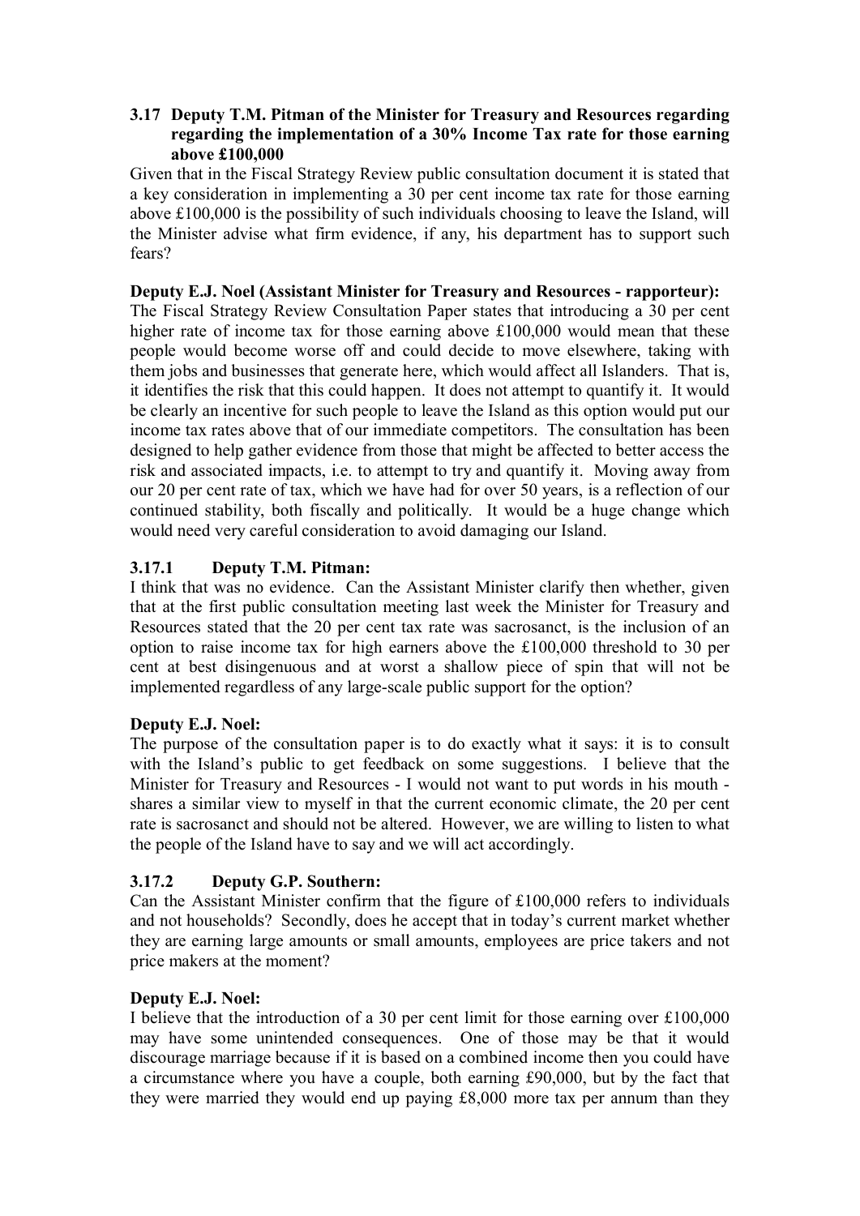### 3.17 Deputy T.M. Pitman of the Minister for Treasury and Resources regarding regarding the implementation of a 30% Income Tax rate for those earning above £100,000

Given that in the Fiscal Strategy Review public consultation document it is stated that a key consideration in implementing a 30 per cent income tax rate for those earning above £100,000 is the possibility of such individuals choosing to leave the Island, will the Minister advise what firm evidence, if any, his department has to support such fears?

**Deputy E.J. Noel (Assistant Minister for Treasury and Resources - rapporteur):**

The Fiscal Strategy Review Consultation Paper states that introducing a 30 per cent higher rate of income tax for those earning above £100,000 would mean that these people would become worse off and could decide to move elsewhere, taking with them jobs and businesses that generate here, which would affect all Islanders. That is, it identifies the risk that this could happen. It does not attempt to quantify it. It would be clearly an incentive for such people to leave the Island as this option would put our income tax rates above that of our immediate competitors. The consultation has been designed to help gather evidence from those that might be affected to better access the risk and associated impacts, i.e. to attempt to try and quantify it. Moving away from our 20 per cent rate of tax, which we have had for over 50 years, is a reflection of our continued stability, both fiscally and politically. It would be a huge change which would need very careful consideration to avoid damaging our Island.

### 3.17.1 Deputy T.M. Pitman:

I think that was no evidence. Can the Assistant Minister clarify then whether, given that at the first public consultation meeting last week the Minister for Treasury and Resources stated that the 20 per cent tax rate was sacrosanct, is the inclusion of an option to raise income tax for high earners above the £100,000 threshold to 30 per cent at best disingenuous and at worst a shallow piece of spin that will not be implemented regardless of any large-scale public support for the option?

**Deputy E.J. Noel:**

The purpose of the consultation paper is to do exactly what it says: it is to consult with the Island's public to get feedback on some suggestions. I believe that the Minister for Treasury and Resources - I would not want to put words in his mouth - shares a similar view to myself in that the current economic climate, the 20 per cent rate is sacrosanct and should not be altered. However, we are willing to listen to what the people of the Island have to say and we will act accordingly.

### 3.17.2 Deputy G.P. Southern:

Can the Assistant Minister confirm that the figure of £100,000 refers to individuals and not households? Secondly, does he accept that in today's current market whether they are earning large amounts or small amounts, employees are price takers and not price makers at the moment?

**Deputy E.J. Noel:**

I believe that the introduction of a 30 per cent limit for those earning over £100,000 may have some unintended consequences. One of those may be that it would discourage marriage because if it is based on a combined income then you could have a circumstance where you have a couple, both earning £90,000, but by the fact that they were married they would end up paying £8,000 more tax per annum than they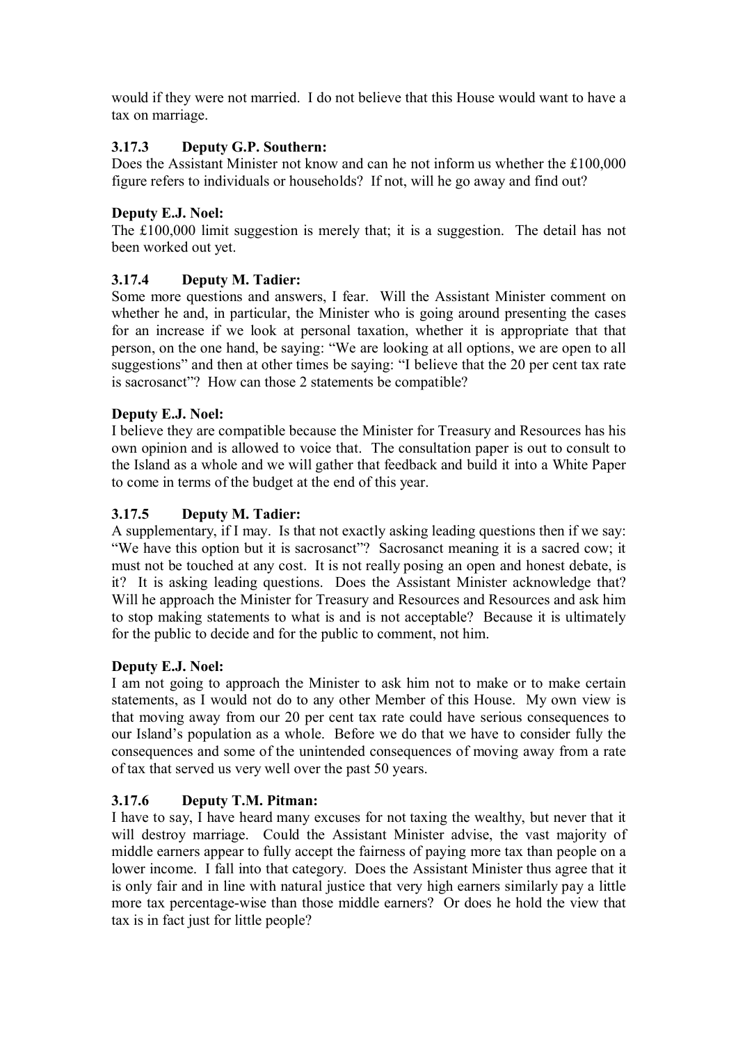would if they were not married. I do not believe that this House would want to have a tax on marriage.

### 3.17.3 Deputy G.P. Southern:

Does the Assistant Minister not know and can he not inform us whether the £100,000 figure refers to individuals or households? If not, will he go away and find out?

**Deputy E.J. Noel:**

The £100,000 limit suggestion is merely that; it is a suggestion. The detail has not been worked out yet.

### 3.17.4 Deputy M. Tadier:

Some more questions and answers, I fear. Will the Assistant Minister comment on whether he and, in particular, the Minister who is going around presenting the cases for an increase if we look at personal taxation, whether it is appropriate that that person, on the one hand, be saying: "We are looking at all options, we are open to all suggestions" and then at other times be saying: "I believe that the 20 per cent tax rate is sacrosanct"? How can those 2 statements be compatible?

**Deputy E.J. Noel:**

I believe they are compatible because the Minister for Treasury and Resources has his own opinion and is allowed to voice that. The consultation paper is out to consult to the Island as a whole and we will gather that feedback and build it into a White Paper to come in terms of the budget at the end of this year.

### 3.17.5 Deputy M. Tadier:

A supplementary, if I may. Is that not exactly asking leading questions then if we say: "We have this option but it is sacrosanct"? Sacrosanct meaning it is a sacred cow; it must not be touched at any cost. It is not really posing an open and honest debate, is it? It is asking leading questions. Does the Assistant Minister acknowledge that? Will he approach the Minister for Treasury and Resources and Resources and ask him to stop making statements to what is and is not acceptable? Because it is ultimately for the public to decide and for the public to comment, not him.

**Deputy E.J. Noel:**

I am not going to approach the Minister to ask him not to make or to make certain statements, as I would not do to any other Member of this House. My own view is that moving away from our 20 per cent tax rate could have serious consequences to our Island's population as a whole. Before we do that we have to consider fully the consequences and some of the unintended consequences of moving away from a rate of tax that served us very well over the past 50 years.

### 3.17.6 Deputy T.M. Pitman:

I have to say, I have heard many excuses for not taxing the wealthy, but never that it will destroy marriage. Could the Assistant Minister advise, the vast majority of middle earners appear to fully accept the fairness of paying more tax than people on a lower income. I fall into that category. Does the Assistant Minister thus agree that it is only fair and in line with natural justice that very high earners similarly pay a little more tax percentage-wise than those middle earners? Or does he hold the view that tax is in fact just for little people?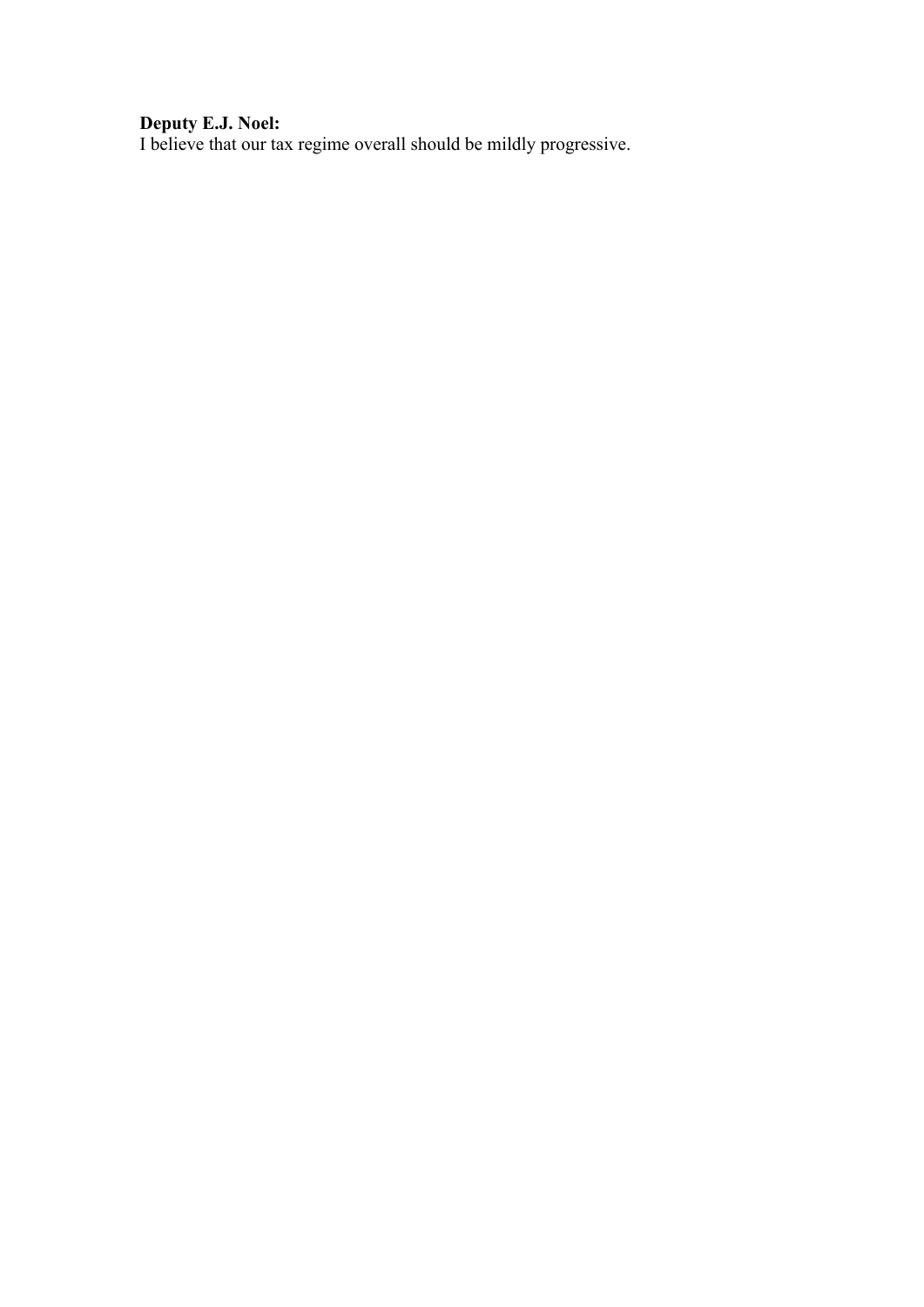**Deputy E.J. Noel:**
I believe that our tax regime overall should be mildly progressive.